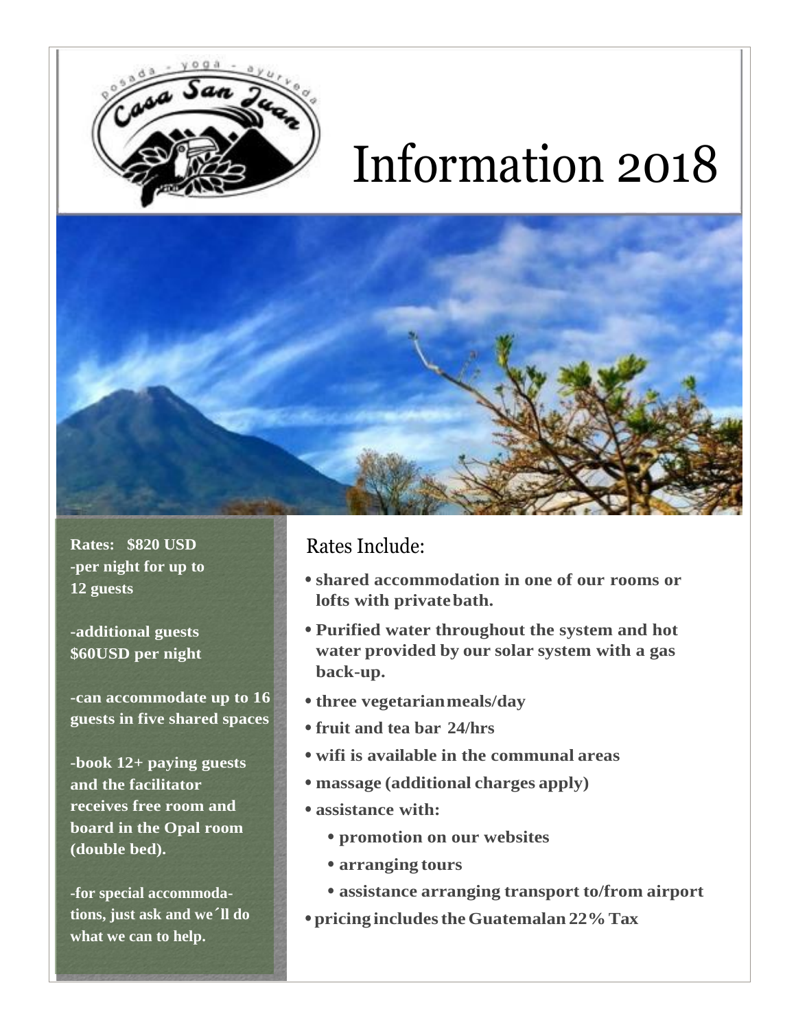# Information 2018

**Rates: $820 USD**
**-per night for up to 12 guests**

**-additional guests $60USD per night**

**-can accommodate up to 16 guests in five shared spaces**

**-book 12+ paying guests and the facilitator receives free room and board in the Opal room (double bed).**

**-for special accommodations, just ask and we´ll do what we can to help.**

## Rates Include:

- **shared accommodation in one of our rooms or lofts with private bath.**
- **Purified water throughout the system and hot water provided by our solar system with a gas back-up.**
- **three vegetarian meals/day**
- **fruit and tea bar 24/hrs**
- **wifi is available in the communal areas**
- **massage (additional charges apply)**
- **assistance with:**
  - **promotion on our websites**
  - **arranging tours**
  - **assistance arranging transport to/from airport**
- **pricing includes the Guatemalan 22% Tax**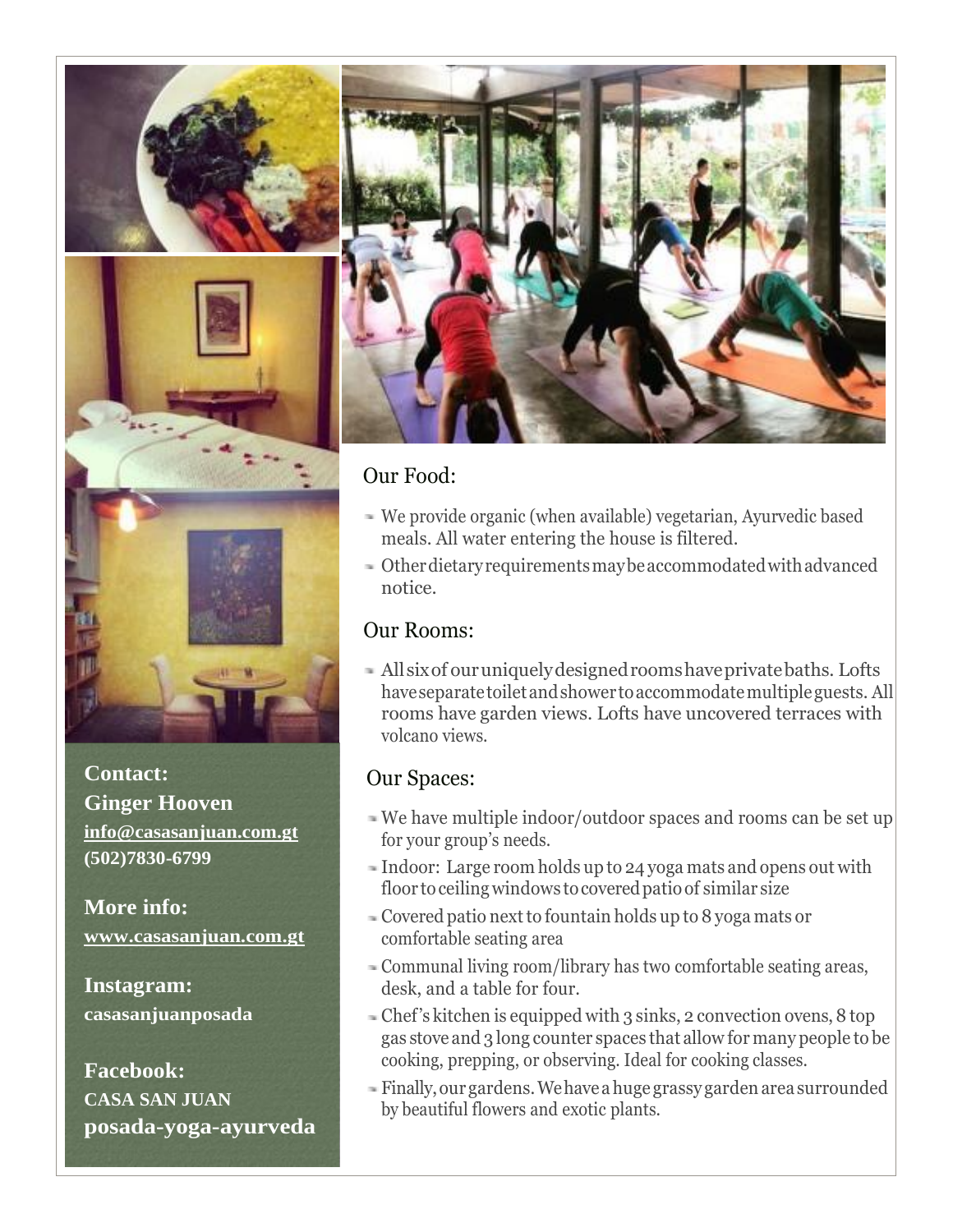## Our Food:

- We provide organic (when available) vegetarian, Ayurvedic based meals. All water entering the house is filtered.
- Other dietary requirements may be accommodated with advanced notice.

## Our Rooms:

- All six of our uniquely designed rooms have private baths. Lofts have separate toilet and shower to accommodate multiple guests. All rooms have garden views. Lofts have uncovered terraces with volcano views.

## Our Spaces:

- We have multiple indoor/outdoor spaces and rooms can be set up for your group's needs.
- Indoor: Large room holds up to 24 yoga mats and opens out with floor to ceiling windows to covered patio of similar size
- Covered patio next to fountain holds up to 8 yoga mats or comfortable seating area
- Communal living room/library has two comfortable seating areas, desk, and a table for four.
- Chef's kitchen is equipped with 3 sinks, 2 convection ovens, 8 top gas stove and 3 long counter spaces that allow for many people to be cooking, prepping, or observing. Ideal for cooking classes.
- Finally, our gardens. We have a huge grassy garden area surrounded by beautiful flowers and exotic plants.

**Contact:**
**Ginger Hooven**
**info@casasanjuan.com.gt**
**(502)7830-6799**

**More info:**
**www.casasanjuan.com.gt**

**Instagram:**
**casasanjuanposada**

**Facebook:**
**CASA SAN JUAN**
**posada-yoga-ayurveda**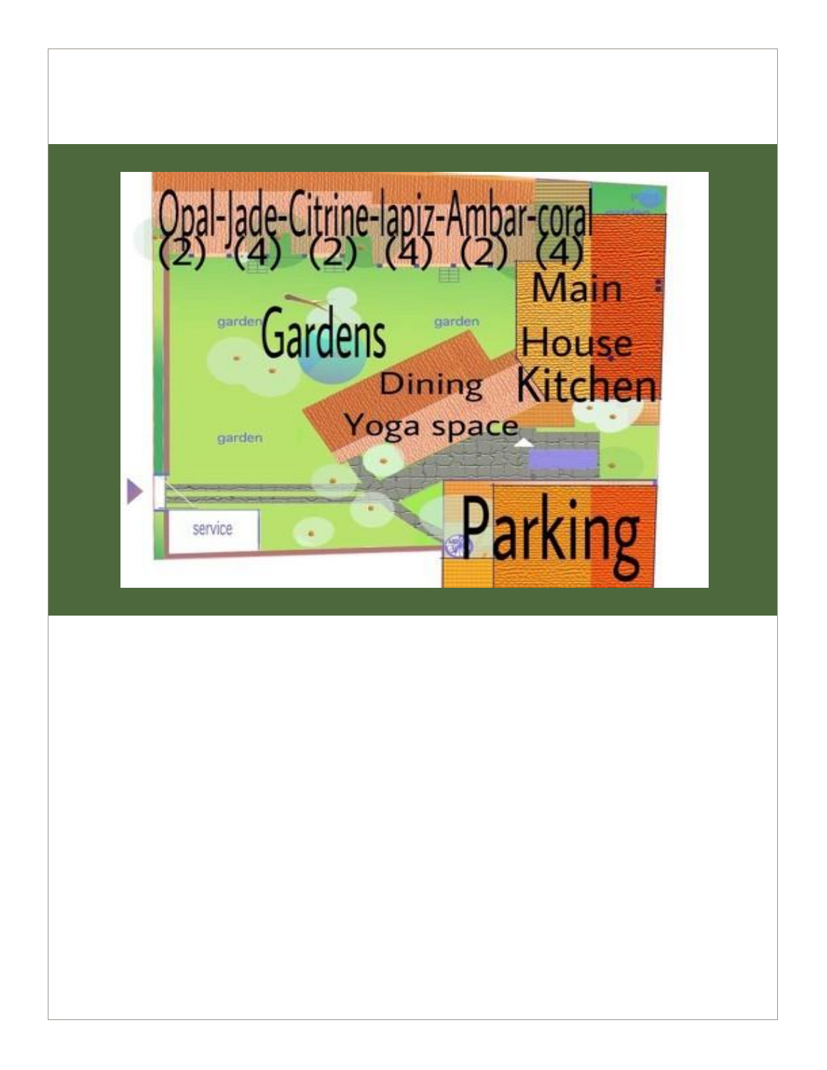Opal-Jade-Citrine-lapiz-Ambar-coral
(2) (4) (2) (4) (2) (4)

Main
House
Kitchen

garden
Gardens
garden

Dining
Yoga space

garden

service

Parking